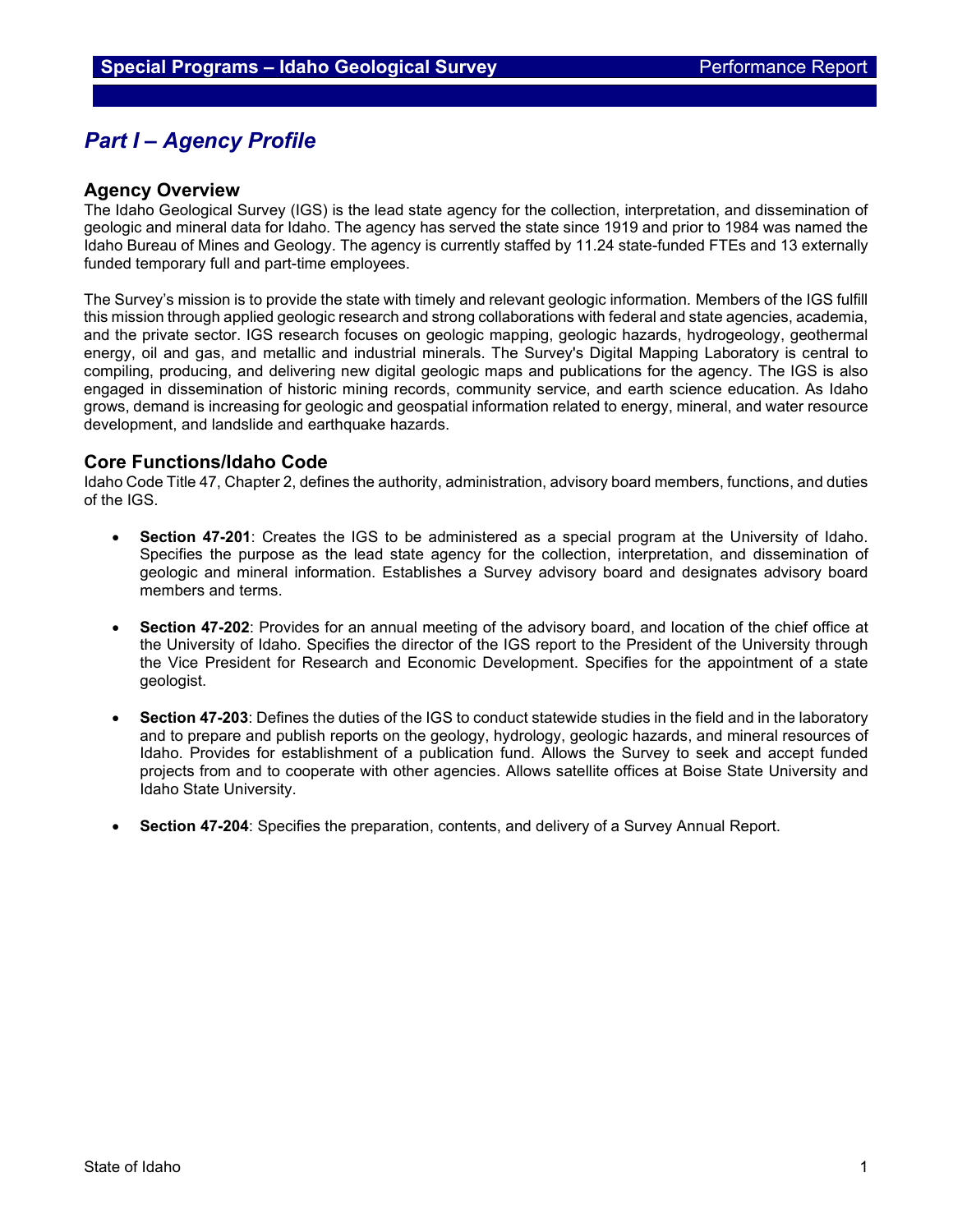# Part I – Agency Profile

## Agency Overview

The Idaho Geological Survey (IGS) is the lead state agency for the collection, interpretation, and dissemination of geologic and mineral data for Idaho. The agency has served the state since 1919 and prior to 1984 was named the Idaho Bureau of Mines and Geology. The agency is currently staffed by 11.24 state-funded FTEs and 13 externally funded temporary full and part-time employees.

The Survey's mission is to provide the state with timely and relevant geologic information. Members of the IGS fulfill this mission through applied geologic research and strong collaborations with federal and state agencies, academia, and the private sector. IGS research focuses on geologic mapping, geologic hazards, hydrogeology, geothermal energy, oil and gas, and metallic and industrial minerals. The Survey's Digital Mapping Laboratory is central to compiling, producing, and delivering new digital geologic maps and publications for the agency. The IGS is also engaged in dissemination of historic mining records, community service, and earth science education. As Idaho grows, demand is increasing for geologic and geospatial information related to energy, mineral, and water resource development, and landslide and earthquake hazards.

## Core Functions/Idaho Code

Idaho Code Title 47, Chapter 2, defines the authority, administration, advisory board members, functions, and duties of the IGS.

- **Section 47-201**: Creates the IGS to be administered as a special program at the University of Idaho. Specifies the purpose as the lead state agency for the collection, interpretation, and dissemination of geologic and mineral information. Establishes a Survey advisory board and designates advisory board members and terms.

- **Section 47-202**: Provides for an annual meeting of the advisory board, and location of the chief office at the University of Idaho. Specifies the director of the IGS report to the President of the University through the Vice President for Research and Economic Development. Specifies for the appointment of a state geologist.

- **Section 47-203**: Defines the duties of the IGS to conduct statewide studies in the field and in the laboratory and to prepare and publish reports on the geology, hydrology, geologic hazards, and mineral resources of Idaho. Provides for establishment of a publication fund. Allows the Survey to seek and accept funded projects from and to cooperate with other agencies. Allows satellite offices at Boise State University and Idaho State University.

- **Section 47-204**: Specifies the preparation, contents, and delivery of a Survey Annual Report.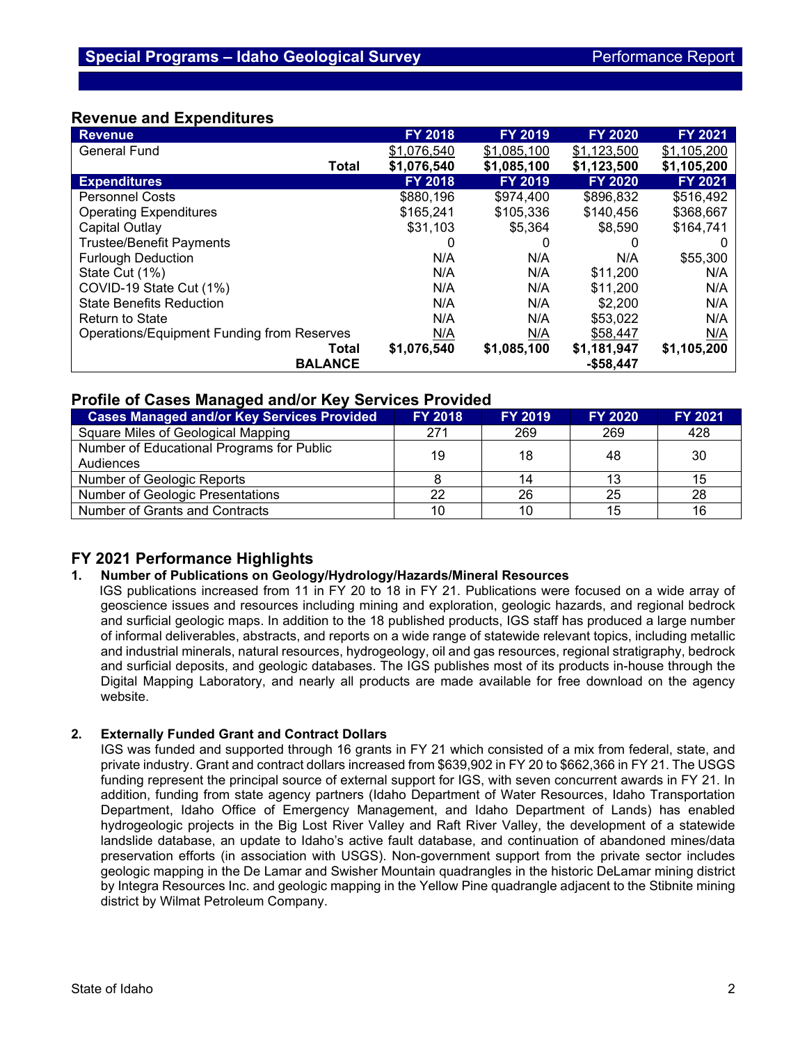## Special Programs – Idaho Geological Survey

Performance Report

### Revenue and Expenditures

| Revenue | | FY 2018 | FY 2019 | FY 2020 | FY 2021 |
|---|---|---|---|---|---|
| General Fund | | $1,076,540 | $1,085,100 | $1,123,500 | $1,105,200 |
| | **Total** | **$1,076,540** | **$1,085,100** | **$1,123,500** | **$1,105,200** |
| **Expenditures** | | **FY 2018** | **FY 2019** | **FY 2020** | **FY 2021** |
| Personnel Costs | | $880,196 | $974,400 | $896,832 | $516,492 |
| Operating Expenditures | | $165,241 | $105,336 | $140,456 | $368,667 |
| Capital Outlay | | $31,103 | $5,364 | $8,590 | $164,741 |
| Trustee/Benefit Payments | | 0 | 0 | 0 | 0 |
| Furlough Deduction | | N/A | N/A | N/A | $55,300 |
| State Cut (1%) | | N/A | N/A | $11,200 | N/A |
| COVID-19 State Cut (1%) | | N/A | N/A | $11,200 | N/A |
| State Benefits Reduction | | N/A | N/A | $2,200 | N/A |
| Return to State | | N/A | N/A | $53,022 | N/A |
| Operations/Equipment Funding from Reserves | | N/A | N/A | $58,447 | N/A |
| | **Total** | **$1,076,540** | **$1,085,100** | **$1,181,947** | **$1,105,200** |
| | **BALANCE** | | | **-$58,447** | |

### Profile of Cases Managed and/or Key Services Provided

| Cases Managed and/or Key Services Provided | FY 2018 | FY 2019 | FY 2020 | FY 2021 |
|---|---|---|---|---|
| Square Miles of Geological Mapping | 271 | 269 | 269 | 428 |
| Number of Educational Programs for Public Audiences | 19 | 18 | 48 | 30 |
| Number of Geologic Reports | 8 | 14 | 13 | 15 |
| Number of Geologic Presentations | 22 | 26 | 25 | 28 |
| Number of Grants and Contracts | 10 | 10 | 15 | 16 |

### FY 2021 Performance Highlights

1. **Number of Publications on Geology/Hydrology/Hazards/Mineral Resources**
   IGS publications increased from 11 in FY 20 to 18 in FY 21. Publications were focused on a wide array of geoscience issues and resources including mining and exploration, geologic hazards, and regional bedrock and surficial geologic maps. In addition to the 18 published products, IGS staff has produced a large number of informal deliverables, abstracts, and reports on a wide range of statewide relevant topics, including metallic and industrial minerals, natural resources, hydrogeology, oil and gas resources, regional stratigraphy, bedrock and surficial deposits, and geologic databases. The IGS publishes most of its products in-house through the Digital Mapping Laboratory, and nearly all products are made available for free download on the agency website.

2. **Externally Funded Grant and Contract Dollars**
   IGS was funded and supported through 16 grants in FY 21 which consisted of a mix from federal, state, and private industry. Grant and contract dollars increased from $639,902 in FY 20 to $662,366 in FY 21. The USGS funding represent the principal source of external support for IGS, with seven concurrent awards in FY 21. In addition, funding from state agency partners (Idaho Department of Water Resources, Idaho Transportation Department, Idaho Office of Emergency Management, and Idaho Department of Lands) has enabled hydrogeologic projects in the Big Lost River Valley and Raft River Valley, the development of a statewide landslide database, an update to Idaho's active fault database, and continuation of abandoned mines/data preservation efforts (in association with USGS). Non-government support from the private sector includes geologic mapping in the De Lamar and Swisher Mountain quadrangles in the historic DeLamar mining district by Integra Resources Inc. and geologic mapping in the Yellow Pine quadrangle adjacent to the Stibnite mining district by Wilmat Petroleum Company.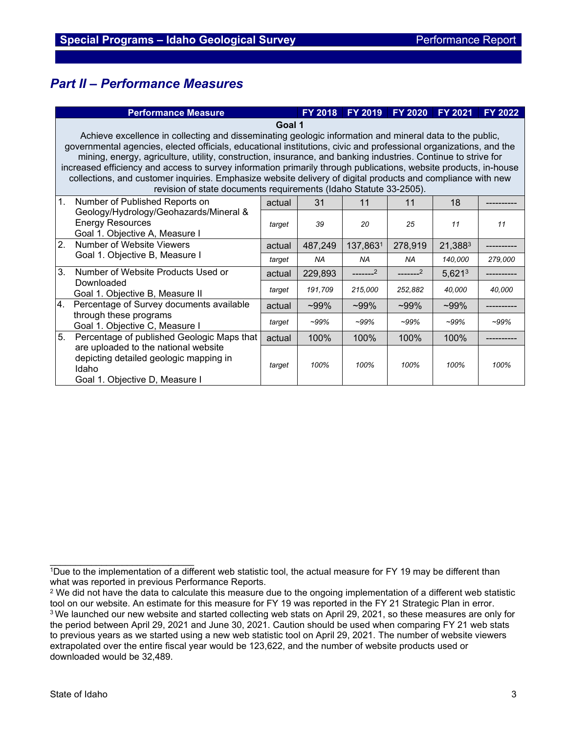## Part II – Performance Measures

| Performance Measure | | FY 2018 | FY 2019 | FY 2020 | FY 2021 | FY 2022 |
|---|---|---|---|---|---|---|
| **Goal 1** Achieve excellence in collecting and disseminating geologic information and mineral data to the public, governmental agencies, elected officials, educational institutions, civic and professional organizations, and the mining, energy, agriculture, utility, construction, insurance, and banking industries. Continue to strive for increased efficiency and access to survey information primarily through publications, website products, in-house collections, and customer inquiries. Emphasize website delivery of digital products and compliance with new revision of state documents requirements (Idaho Statute 33-2505). | | | | | | |
| 1. Number of Published Reports on Geology/Hydrology/Geohazards/Mineral & Energy Resources Goal 1. Objective A, Measure I | actual | 31 | 11 | 11 | 18 | ---------- |
| | *target* | *39* | *20* | *25* | *11* | *11* |
| 2. Number of Website Viewers Goal 1. Objective B, Measure I | actual | 487,249 | 137,863[1] | 278,919 | 21,388[3] | ---------- |
| | *target* | *NA* | *NA* | *NA* | *140,000* | *279,000* |
| 3. Number of Website Products Used or Downloaded Goal 1. Objective B, Measure II | actual | 229,893 | -------[2] | -------[2] | 5,621[3] | ---------- |
| | *target* | *191,709* | *215,000* | *252,882* | *40,000* | *40,000* |
| 4. Percentage of Survey documents available through these programs Goal 1. Objective C, Measure I | actual | ~99% | ~99% | ~99% | ~99% | ---------- |
| | *target* | *~99%* | *~99%* | *~99%* | *~99%* | *~99%* |
| 5. Percentage of published Geologic Maps that are uploaded to the national website depicting detailed geologic mapping in Idaho Goal 1. Objective D, Measure I | actual | 100% | 100% | 100% | 100% | ---------- |
| | *target* | *100%* | *100%* | *100%* | *100%* | *100%* |

---

[1]Due to the implementation of a different web statistic tool, the actual measure for FY 19 may be different than what was reported in previous Performance Reports.

[2] We did not have the data to calculate this measure due to the ongoing implementation of a different web statistic tool on our website. An estimate for this measure for FY 19 was reported in the FY 21 Strategic Plan in error.

[3] We launched our new website and started collecting web stats on April 29, 2021, so these measures are only for the period between April 29, 2021 and June 30, 2021. Caution should be used when comparing FY 21 web stats to previous years as we started using a new web statistic tool on April 29, 2021. The number of website viewers extrapolated over the entire fiscal year would be 123,622, and the number of website products used or downloaded would be 32,489.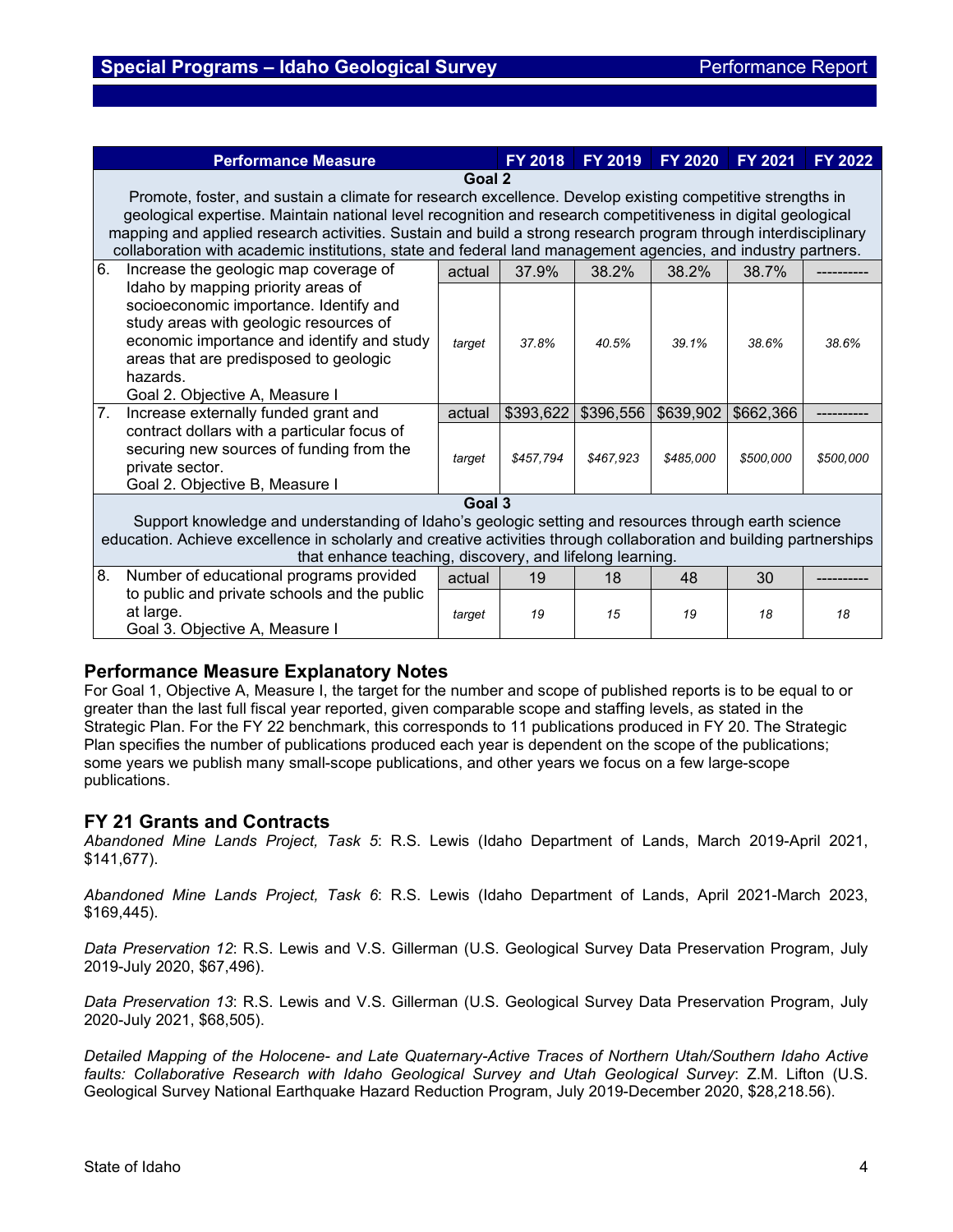| Performance Measure | | FY 2018 | FY 2019 | FY 2020 | FY 2021 | FY 2022 |
|---|---|---|---|---|---|---|
| **Goal 2**<br>Promote, foster, and sustain a climate for research excellence. Develop existing competitive strengths in geological expertise. Maintain national level recognition and research competitiveness in digital geological mapping and applied research activities. Sustain and build a strong research program through interdisciplinary collaboration with academic institutions, state and federal land management agencies, and industry partners. | | | | | | |
| 6. Increase the geologic map coverage of Idaho by mapping priority areas of socioeconomic importance. Identify and study areas with geologic resources of economic importance and identify and study areas that are predisposed to geologic hazards.<br>Goal 2. Objective A, Measure I | actual | 37.9% | 38.2% | 38.2% | 38.7% | ---------- |
| | *target* | *37.8%* | *40.5%* | *39.1%* | *38.6%* | *38.6%* |
| 7. Increase externally funded grant and contract dollars with a particular focus of securing new sources of funding from the private sector.<br>Goal 2. Objective B, Measure I | actual | $393,622 | $396,556 | $639,902 | $662,366 | ---------- |
| | *target* | *$457,794* | *$467,923* | *$485,000* | *$500,000* | *$500,000* |
| **Goal 3**<br>Support knowledge and understanding of Idaho's geologic setting and resources through earth science education. Achieve excellence in scholarly and creative activities through collaboration and building partnerships that enhance teaching, discovery, and lifelong learning. | | | | | | |
| 8. Number of educational programs provided to public and private schools and the public at large.<br>Goal 3. Objective A, Measure I | actual | 19 | 18 | 48 | 30 | ---------- |
| | *target* | *19* | *15* | *19* | *18* | *18* |

## Performance Measure Explanatory Notes

For Goal 1, Objective A, Measure I, the target for the number and scope of published reports is to be equal to or greater than the last full fiscal year reported, given comparable scope and staffing levels, as stated in the Strategic Plan. For the FY 22 benchmark, this corresponds to 11 publications produced in FY 20. The Strategic Plan specifies the number of publications produced each year is dependent on the scope of the publications; some years we publish many small-scope publications, and other years we focus on a few large-scope publications.

## FY 21 Grants and Contracts

*Abandoned Mine Lands Project, Task 5*: R.S. Lewis (Idaho Department of Lands, March 2019-April 2021, $141,677).

*Abandoned Mine Lands Project, Task 6*: R.S. Lewis (Idaho Department of Lands, April 2021-March 2023, $169,445).

*Data Preservation 12*: R.S. Lewis and V.S. Gillerman (U.S. Geological Survey Data Preservation Program, July 2019-July 2020, $67,496).

*Data Preservation 13*: R.S. Lewis and V.S. Gillerman (U.S. Geological Survey Data Preservation Program, July 2020-July 2021, $68,505).

*Detailed Mapping of the Holocene- and Late Quaternary-Active Traces of Northern Utah/Southern Idaho Active faults: Collaborative Research with Idaho Geological Survey and Utah Geological Survey*: Z.M. Lifton (U.S. Geological Survey National Earthquake Hazard Reduction Program, July 2019-December 2020, $28,218.56).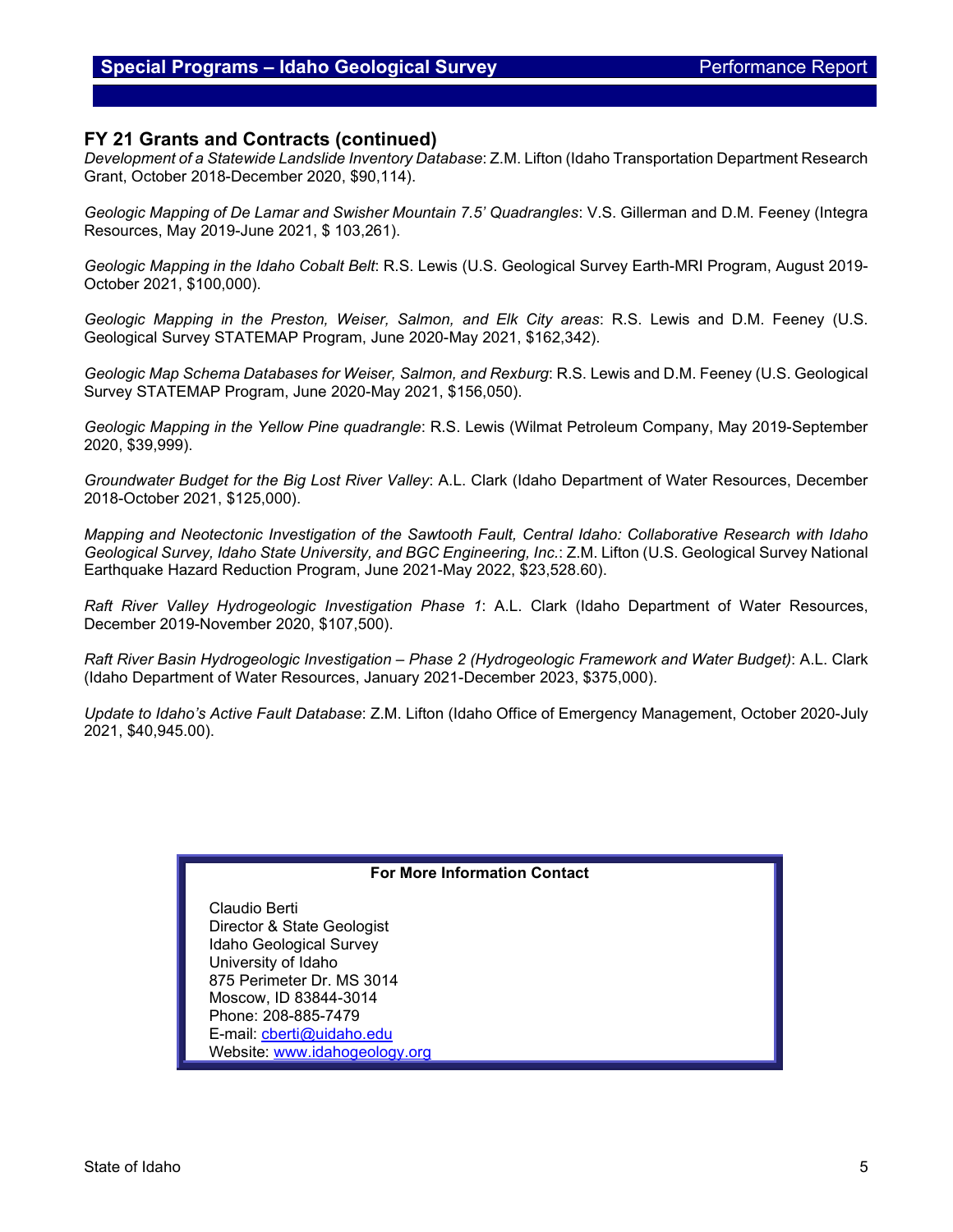## FY 21 Grants and Contracts (continued)

*Development of a Statewide Landslide Inventory Database*: Z.M. Lifton (Idaho Transportation Department Research Grant, October 2018-December 2020, $90,114).

*Geologic Mapping of De Lamar and Swisher Mountain 7.5' Quadrangles*: V.S. Gillerman and D.M. Feeney (Integra Resources, May 2019-June 2021, $ 103,261).

*Geologic Mapping in the Idaho Cobalt Belt*: R.S. Lewis (U.S. Geological Survey Earth-MRI Program, August 2019-October 2021, $100,000).

*Geologic Mapping in the Preston, Weiser, Salmon, and Elk City areas*: R.S. Lewis and D.M. Feeney (U.S. Geological Survey STATEMAP Program, June 2020-May 2021, $162,342).

*Geologic Map Schema Databases for Weiser, Salmon, and Rexburg*: R.S. Lewis and D.M. Feeney (U.S. Geological Survey STATEMAP Program, June 2020-May 2021, $156,050).

*Geologic Mapping in the Yellow Pine quadrangle*: R.S. Lewis (Wilmat Petroleum Company, May 2019-September 2020, $39,999).

*Groundwater Budget for the Big Lost River Valley*: A.L. Clark (Idaho Department of Water Resources, December 2018-October 2021, $125,000).

*Mapping and Neotectonic Investigation of the Sawtooth Fault, Central Idaho: Collaborative Research with Idaho Geological Survey, Idaho State University, and BGC Engineering, Inc.*: Z.M. Lifton (U.S. Geological Survey National Earthquake Hazard Reduction Program, June 2021-May 2022, $23,528.60).

*Raft River Valley Hydrogeologic Investigation Phase 1*: A.L. Clark (Idaho Department of Water Resources, December 2019-November 2020, $107,500).

*Raft River Basin Hydrogeologic Investigation – Phase 2 (Hydrogeologic Framework and Water Budget)*: A.L. Clark (Idaho Department of Water Resources, January 2021-December 2023, $375,000).

*Update to Idaho's Active Fault Database*: Z.M. Lifton (Idaho Office of Emergency Management, October 2020-July 2021, $40,945.00).

**For More Information Contact**

Claudio Berti
Director & State Geologist
Idaho Geological Survey
University of Idaho
875 Perimeter Dr. MS 3014
Moscow, ID 83844-3014
Phone: 208-885-7479
E-mail: cberti@uidaho.edu
Website: www.idahogeology.org